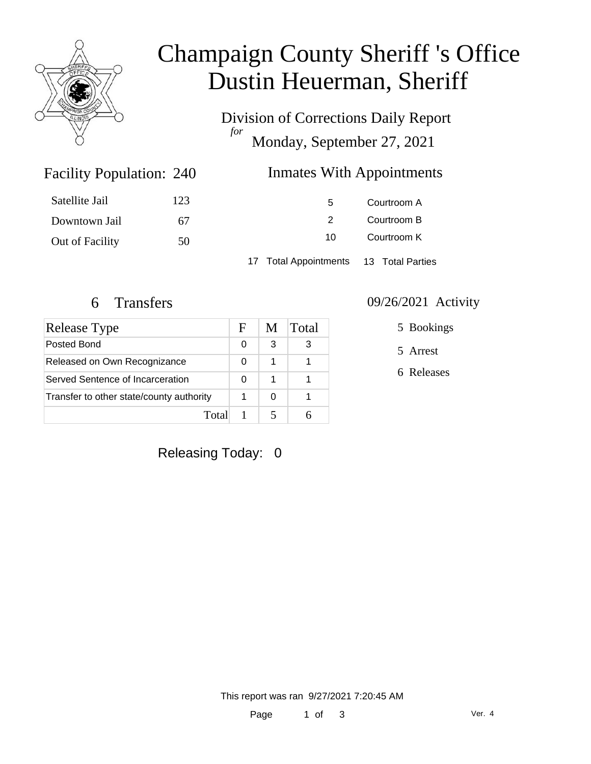# Champaign County Sheriff 's Office
# Dustin Heuerman, Sheriff

Division of Corrections Daily Report
*for*
Monday, September 27, 2021

## Facility Population: 240

| | |
|---|---|
| Satellite Jail | 123 |
| Downtown Jail | 67 |
| Out of Facility | 50 |

## Inmates With Appointments

| | |
|---|---|
| 5 | Courtroom A |
| 2 | Courtroom B |
| 10 | Courtroom K |

17 Total Appointments    13 Total Parties

## 6 Transfers

| Release Type | F | M | Total |
|---|---|---|---|
| Posted Bond | 0 | 3 | 3 |
| Released on Own Recognizance | 0 | 1 | 1 |
| Served Sentence of Incarceration | 0 | 1 | 1 |
| Transfer to other state/county authority | 1 | 0 | 1 |
| Total | 1 | 5 | 6 |

## 09/26/2021 Activity

5 Bookings

5 Arrest

6 Releases

Releasing Today: 0

This report was ran 9/27/2021 7:20:45 AM

Ver. 4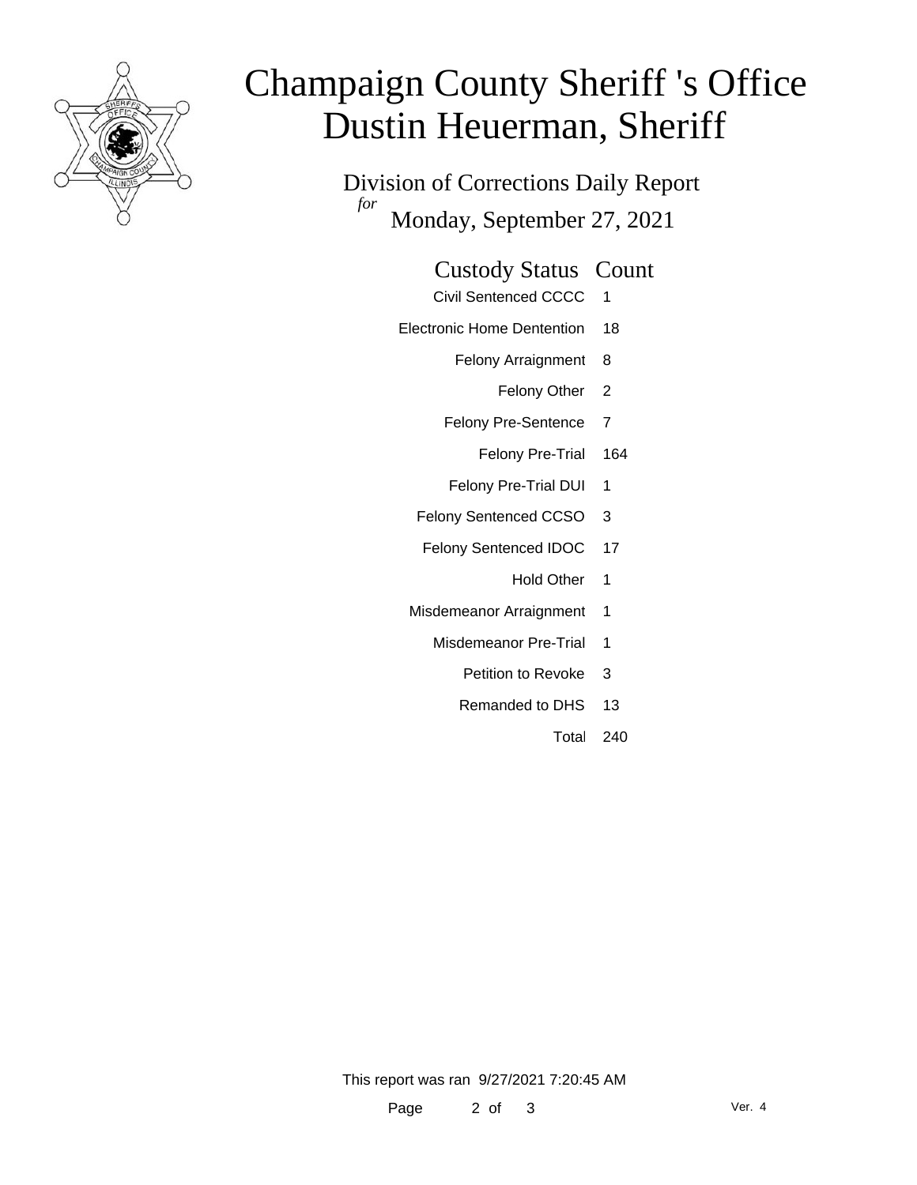# Champaign County Sheriff 's Office
# Dustin Heuerman, Sheriff

Division of Corrections Daily Report

*for*

Monday, September 27, 2021

| Custody Status | Count |
|---|---|
| Civil Sentenced CCCC | 1 |
| Electronic Home Dentention | 18 |
| Felony Arraignment | 8 |
| Felony Other | 2 |
| Felony Pre-Sentence | 7 |
| Felony Pre-Trial | 164 |
| Felony Pre-Trial DUI | 1 |
| Felony Sentenced CCSO | 3 |
| Felony Sentenced IDOC | 17 |
| Hold Other | 1 |
| Misdemeanor Arraignment | 1 |
| Misdemeanor Pre-Trial | 1 |
| Petition to Revoke | 3 |
| Remanded to DHS | 13 |
| Total | 240 |

This report was ran 9/27/2021 7:20:45 AM

Ver. 4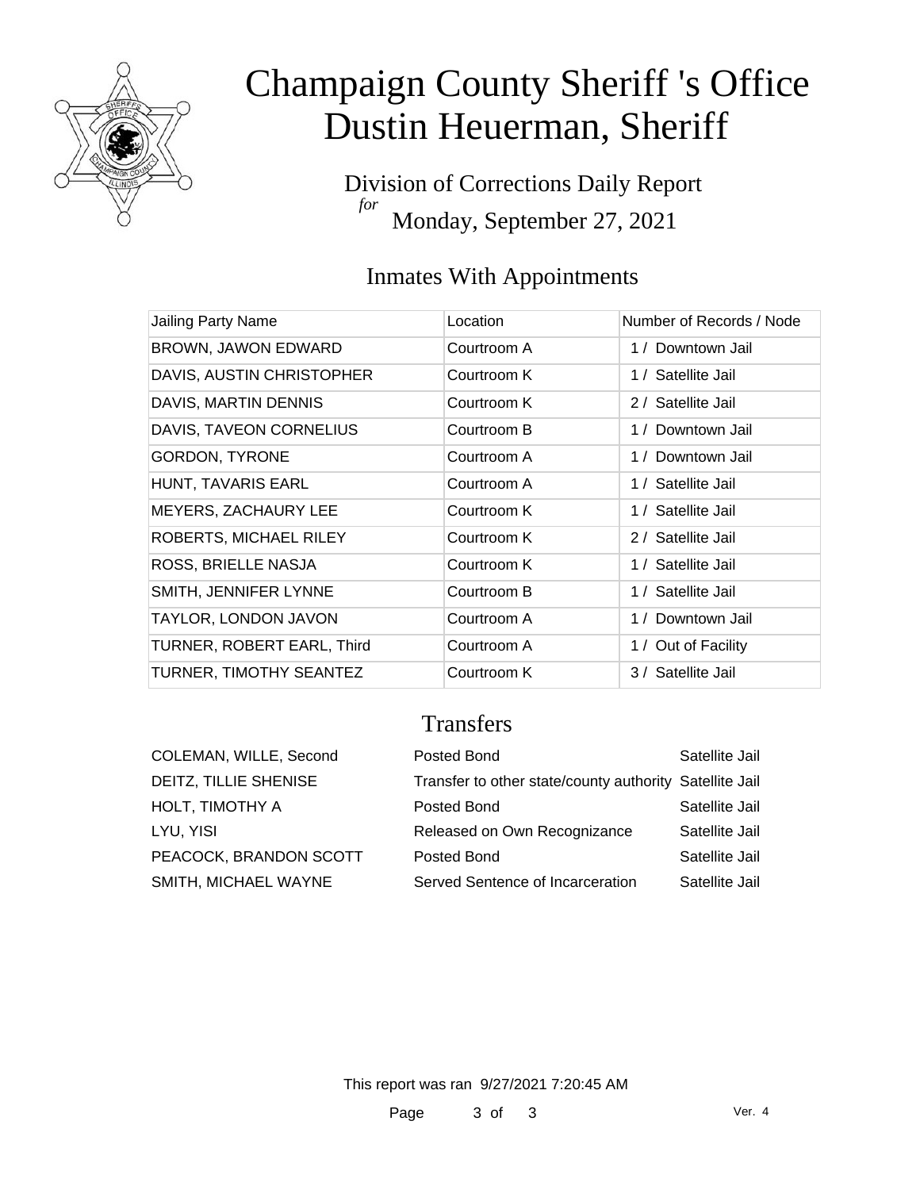# Champaign County Sheriff 's Office
# Dustin Heuerman, Sheriff

Division of Corrections Daily Report
*for*
Monday, September 27, 2021

## Inmates With Appointments

| Jailing Party Name | Location | Number of Records / Node |
|---|---|---|
| BROWN, JAWON EDWARD | Courtroom A | 1 / Downtown Jail |
| DAVIS, AUSTIN CHRISTOPHER | Courtroom K | 1 / Satellite Jail |
| DAVIS, MARTIN DENNIS | Courtroom K | 2 / Satellite Jail |
| DAVIS, TAVEON CORNELIUS | Courtroom B | 1 / Downtown Jail |
| GORDON, TYRONE | Courtroom A | 1 / Downtown Jail |
| HUNT, TAVARIS EARL | Courtroom A | 1 / Satellite Jail |
| MEYERS, ZACHAURY LEE | Courtroom K | 1 / Satellite Jail |
| ROBERTS, MICHAEL RILEY | Courtroom K | 2 / Satellite Jail |
| ROSS, BRIELLE NASJA | Courtroom K | 1 / Satellite Jail |
| SMITH, JENNIFER LYNNE | Courtroom B | 1 / Satellite Jail |
| TAYLOR, LONDON JAVON | Courtroom A | 1 / Downtown Jail |
| TURNER, ROBERT EARL, Third | Courtroom A | 1 / Out of Facility |
| TURNER, TIMOTHY SEANTEZ | Courtroom K | 3 / Satellite Jail |

## Transfers

| | | |
|---|---|---|
| COLEMAN, WILLE, Second | Posted Bond | Satellite Jail |
| DEITZ, TILLIE SHENISE | Transfer to other state/county authority | Satellite Jail |
| HOLT, TIMOTHY A | Posted Bond | Satellite Jail |
| LYU, YISI | Released on Own Recognizance | Satellite Jail |
| PEACOCK, BRANDON SCOTT | Posted Bond | Satellite Jail |
| SMITH, MICHAEL WAYNE | Served Sentence of Incarceration | Satellite Jail |

This report was ran 9/27/2021 7:20:45 AM